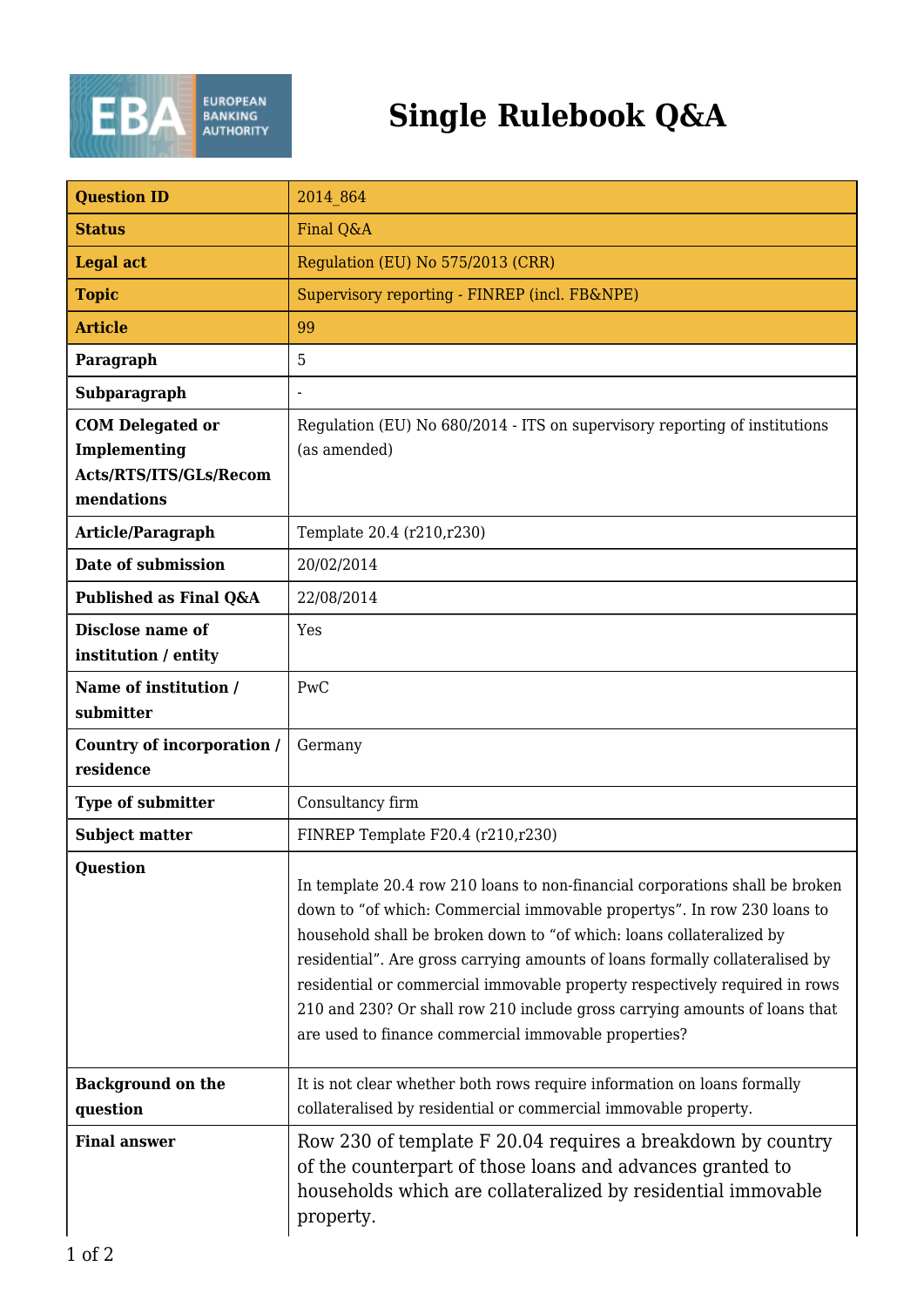# Single Rulebook Q&A

| Question ID | 2014_864 |
|---|---|
| Status | Final Q&A |
| Legal act | Regulation (EU) No 575/2013 (CRR) |
| Topic | Supervisory reporting - FINREP (incl. FB&NPE) |
| Article | 99 |
| Paragraph | 5 |
| Subparagraph | - |
| COM Delegated or Implementing Acts/RTS/ITS/GLs/Recommendations | Regulation (EU) No 680/2014 - ITS on supervisory reporting of institutions (as amended) |
| Article/Paragraph | Template 20.4 (r210,r230) |
| Date of submission | 20/02/2014 |
| Published as Final Q&A | 22/08/2014 |
| Disclose name of institution / entity | Yes |
| Name of institution / submitter | PwC |
| Country of incorporation / residence | Germany |
| Type of submitter | Consultancy firm |
| Subject matter | FINREP Template F20.4 (r210,r230) |
| Question | In template 20.4 row 210 loans to non-financial corporations shall be broken down to "of which: Commercial immovable propertys". In row 230 loans to household shall be broken down to "of which: loans collateralized by residential". Are gross carrying amounts of loans formally collateralised by residential or commercial immovable property respectively required in rows 210 and 230? Or shall row 210 include gross carrying amounts of loans that are used to finance commercial immovable properties? |
| Background on the question | It is not clear whether both rows require information on loans formally collateralised by residential or commercial immovable property. |
| Final answer | Row 230 of template F 20.04 requires a breakdown by country of the counterpart of those loans and advances granted to households which are collateralized by residential immovable property. |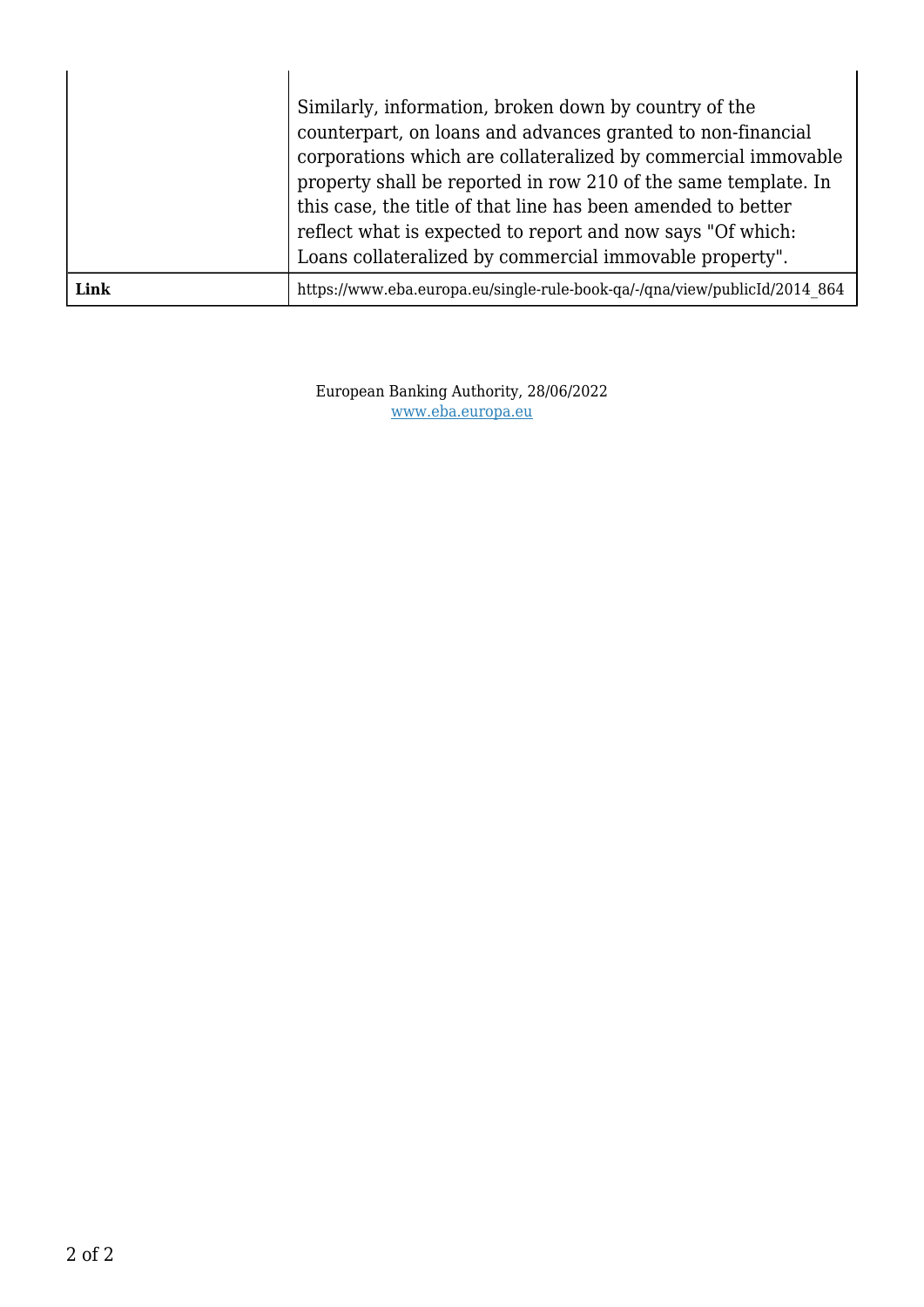| | |
|---|---|
| | Similarly, information, broken down by country of the counterpart, on loans and advances granted to non-financial corporations which are collateralized by commercial immovable property shall be reported in row 210 of the same template. In this case, the title of that line has been amended to better reflect what is expected to report and now says "Of which: Loans collateralized by commercial immovable property". |
| **Link** | https://www.eba.europa.eu/single-rule-book-qa/-/qna/view/publicId/2014_864 |

European Banking Authority, 28/06/2022
www.eba.europa.eu